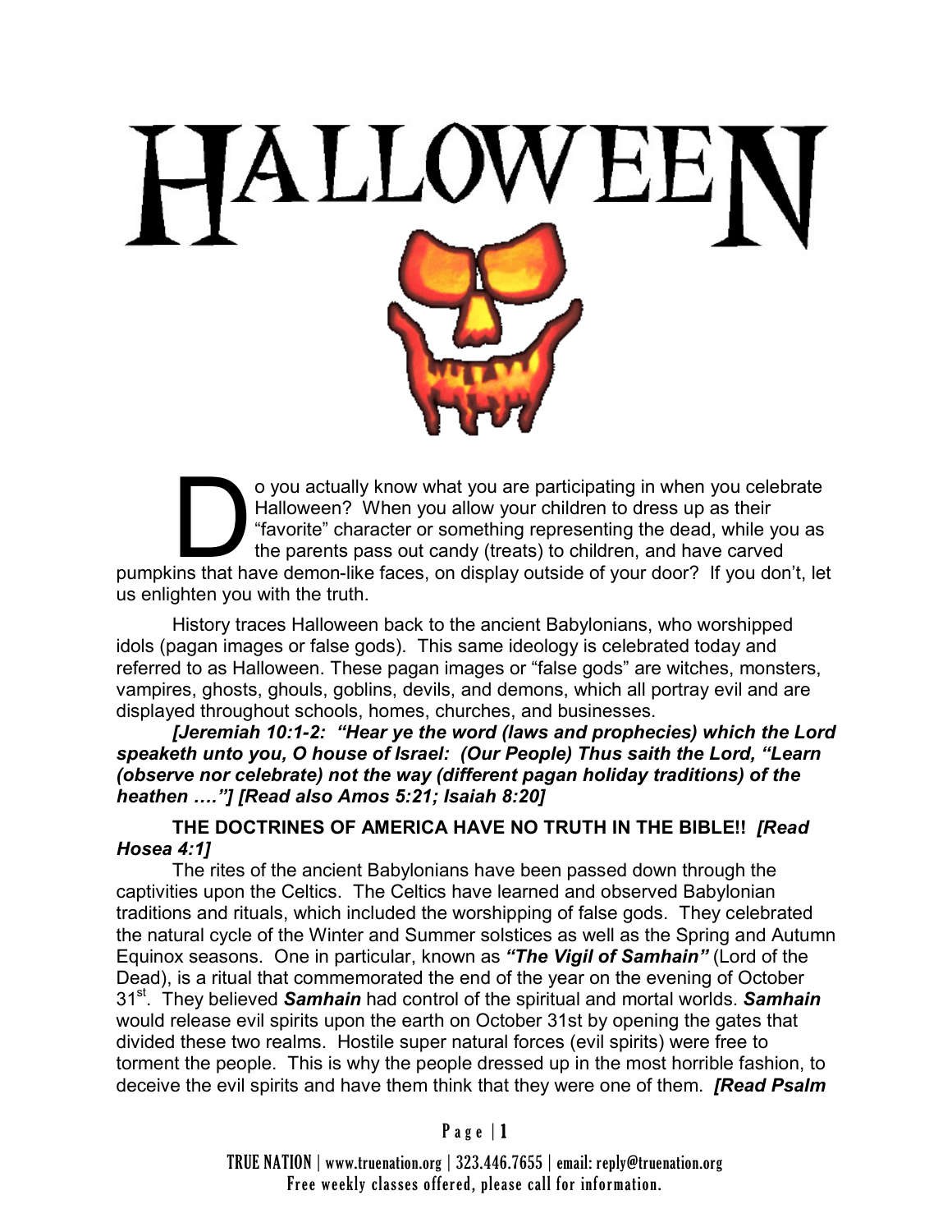# HALLOWEEN

Do you actually know what you are participating in when you celebrate Halloween? When you allow your children to dress up as their "favorite" character or something representing the dead, while you as the parents pass out candy (treats) to children, and have carved pumpkins that have demon-like faces, on display outside of your door? If you don't, let us enlighten you with the truth.

History traces Halloween back to the ancient Babylonians, who worshipped idols (pagan images or false gods). This same ideology is celebrated today and referred to as Halloween. These pagan images or "false gods" are witches, monsters, vampires, ghosts, ghouls, goblins, devils, and demons, which all portray evil and are displayed throughout schools, homes, churches, and businesses.

***[Jeremiah 10:1-2: "Hear ye the word (laws and prophecies) which the Lord speaketh unto you, O house of Israel: (Our People) Thus saith the Lord, "Learn (observe nor celebrate) not the way (different pagan holiday traditions) of the heathen …."] [Read also Amos 5:21; Isaiah 8:20]***

**THE DOCTRINES OF AMERICA HAVE NO TRUTH IN THE BIBLE!!** ***[Read Hosea 4:1]***

The rites of the ancient Babylonians have been passed down through the captivities upon the Celtics. The Celtics have learned and observed Babylonian traditions and rituals, which included the worshipping of false gods. They celebrated the natural cycle of the Winter and Summer solstices as well as the Spring and Autumn Equinox seasons. One in particular, known as ***"The Vigil of Samhain"*** (Lord of the Dead), is a ritual that commemorated the end of the year on the evening of October 31st. They believed ***Samhain*** had control of the spiritual and mortal worlds. ***Samhain*** would release evil spirits upon the earth on October 31st by opening the gates that divided these two realms. Hostile super natural forces (evil spirits) were free to torment the people. This is why the people dressed up in the most horrible fashion, to deceive the evil spirits and have them think that they were one of them. ***[Read Psalm***

TRUE NATION | www.truenation.org | 323.446.7655 | email: reply@truenation.org
Free weekly classes offered, please call for information.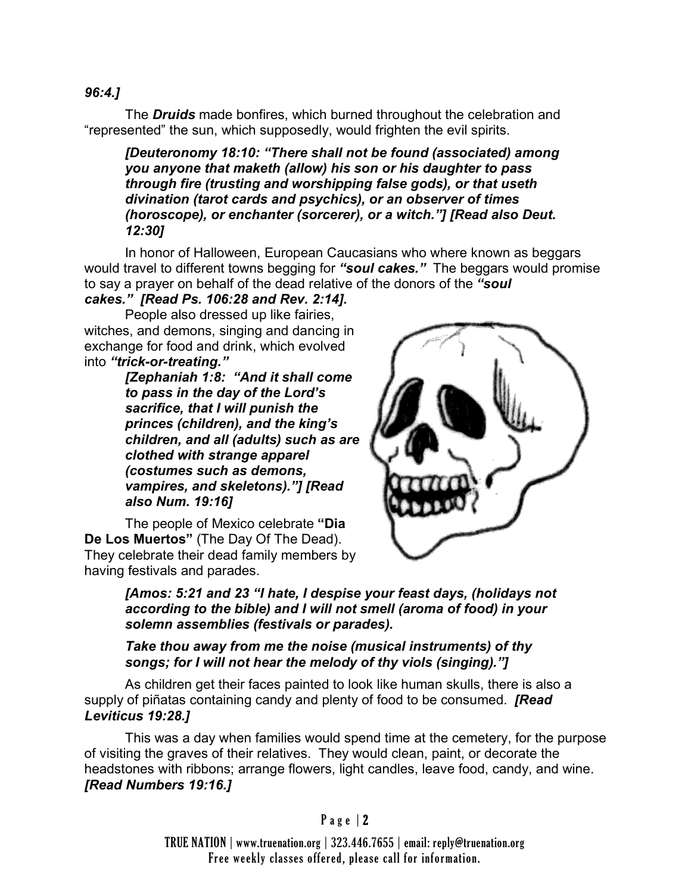*96:4.]*

The ***Druids*** made bonfires, which burned throughout the celebration and "represented" the sun, which supposedly, would frighten the evil spirits.

> ***[Deuteronomy 18:10: "There shall not be found (associated) among you anyone that maketh (allow) his son or his daughter to pass through fire (trusting and worshipping false gods), or that useth divination (tarot cards and psychics), or an observer of times (horoscope), or enchanter (sorcerer), or a witch."] [Read also Deut. 12:30]***

In honor of Halloween, European Caucasians who where known as beggars would travel to different towns begging for ***"soul cakes."*** The beggars would promise to say a prayer on behalf of the dead relative of the donors of the ***"soul cakes." [Read Ps. 106:28 and Rev. 2:14].***

People also dressed up like fairies, witches, and demons, singing and dancing in exchange for food and drink, which evolved into ***"trick-or-treating."***

> ***[Zephaniah 1:8: "And it shall come to pass in the day of the Lord's sacrifice, that I will punish the princes (children), and the king's children, and all (adults) such as are clothed with strange apparel (costumes such as demons, vampires, and skeletons)."] [Read also Num. 19:16]***

The people of Mexico celebrate **"Dia De Los Muertos"** (The Day Of The Dead). They celebrate their dead family members by having festivals and parades.

> ***[Amos: 5:21 and 23 "I hate, I despise your feast days, (holidays not according to the bible) and I will not smell (aroma of food) in your solemn assemblies (festivals or parades).***
>
> ***Take thou away from me the noise (musical instruments) of thy songs; for I will not hear the melody of thy viols (singing)."]***

As children get their faces painted to look like human skulls, there is also a supply of piñatas containing candy and plenty of food to be consumed. ***[Read Leviticus 19:28.]***

This was a day when families would spend time at the cemetery, for the purpose of visiting the graves of their relatives. They would clean, paint, or decorate the headstones with ribbons; arrange flowers, light candles, leave food, candy, and wine. ***[Read Numbers 19:16.]***

TRUE NATION | www.truenation.org | 323.446.7655 | email: reply@truenation.org
Free weekly classes offered, please call for information.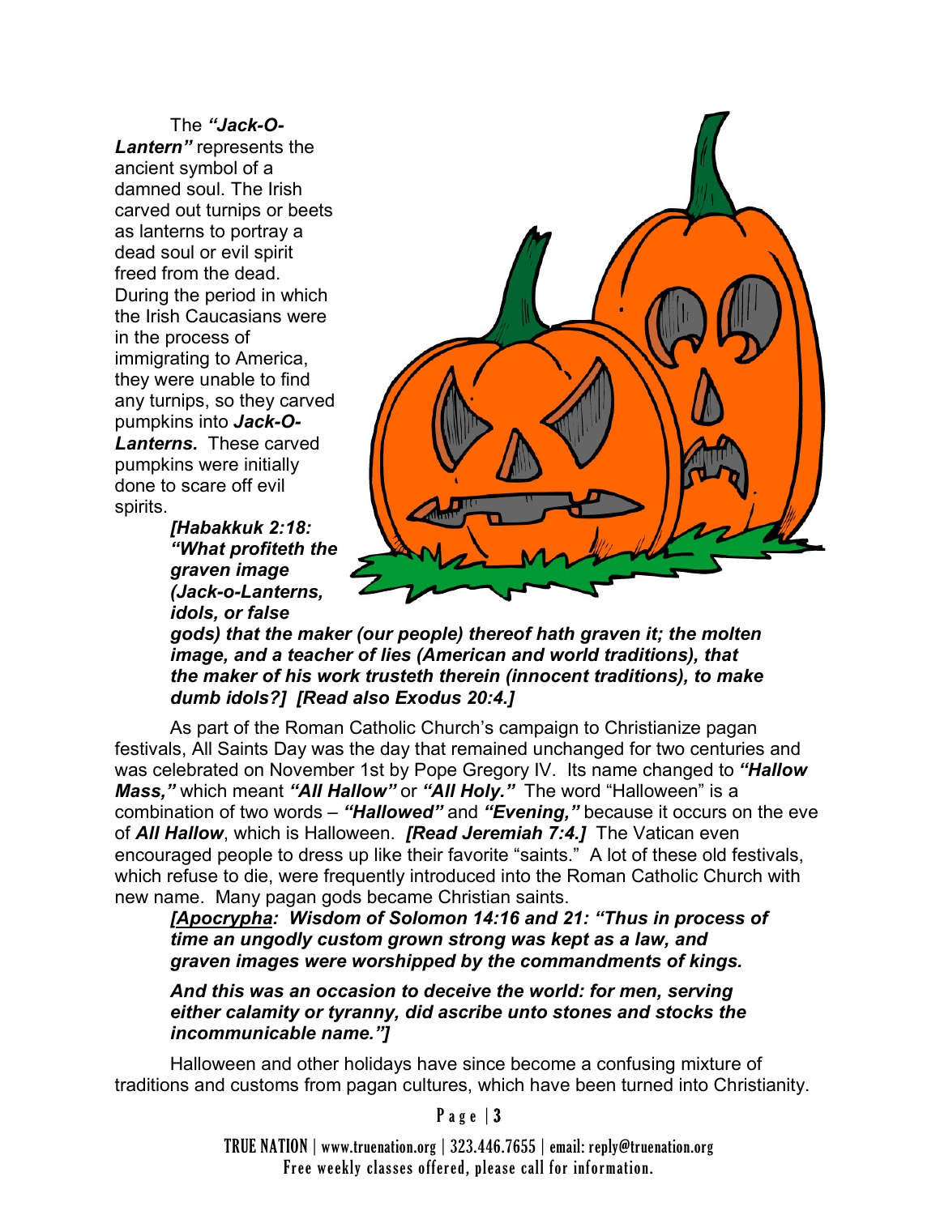The ***"Jack-O-Lantern"*** represents the ancient symbol of a damned soul. The Irish carved out turnips or beets as lanterns to portray a dead soul or evil spirit freed from the dead. During the period in which the Irish Caucasians were in the process of immigrating to America, they were unable to find any turnips, so they carved pumpkins into ***Jack-O-Lanterns.*** These carved pumpkins were initially done to scare off evil spirits.

> ***[Habakkuk 2:18: "What profiteth the graven image (Jack-o-Lanterns, idols, or false gods) that the maker (our people) thereof hath graven it; the molten image, and a teacher of lies (American and world traditions), that the maker of his work trusteth therein (innocent traditions), to make dumb idols?] [Read also Exodus 20:4.]***

As part of the Roman Catholic Church's campaign to Christianize pagan festivals, All Saints Day was the day that remained unchanged for two centuries and was celebrated on November 1st by Pope Gregory IV. Its name changed to ***"Hallow Mass,"*** which meant ***"All Hallow"*** or ***"All Holy."*** The word "Halloween" is a combination of two words – ***"Hallowed"*** and ***"Evening,"*** because it occurs on the eve of ***All Hallow***, which is Halloween. ***[Read Jeremiah 7:4.]*** The Vatican even encouraged people to dress up like their favorite "saints." A lot of these old festivals, which refuse to die, were frequently introduced into the Roman Catholic Church with new name. Many pagan gods became Christian saints.

> ***[Apocrypha: Wisdom of Solomon 14:16 and 21: "Thus in process of time an ungodly custom grown strong was kept as a law, and graven images were worshipped by the commandments of kings.***
>
> ***And this was an occasion to deceive the world: for men, serving either calamity or tyranny, did ascribe unto stones and stocks the incommunicable name."]***

Halloween and other holidays have since become a confusing mixture of traditions and customs from pagan cultures, which have been turned into Christianity.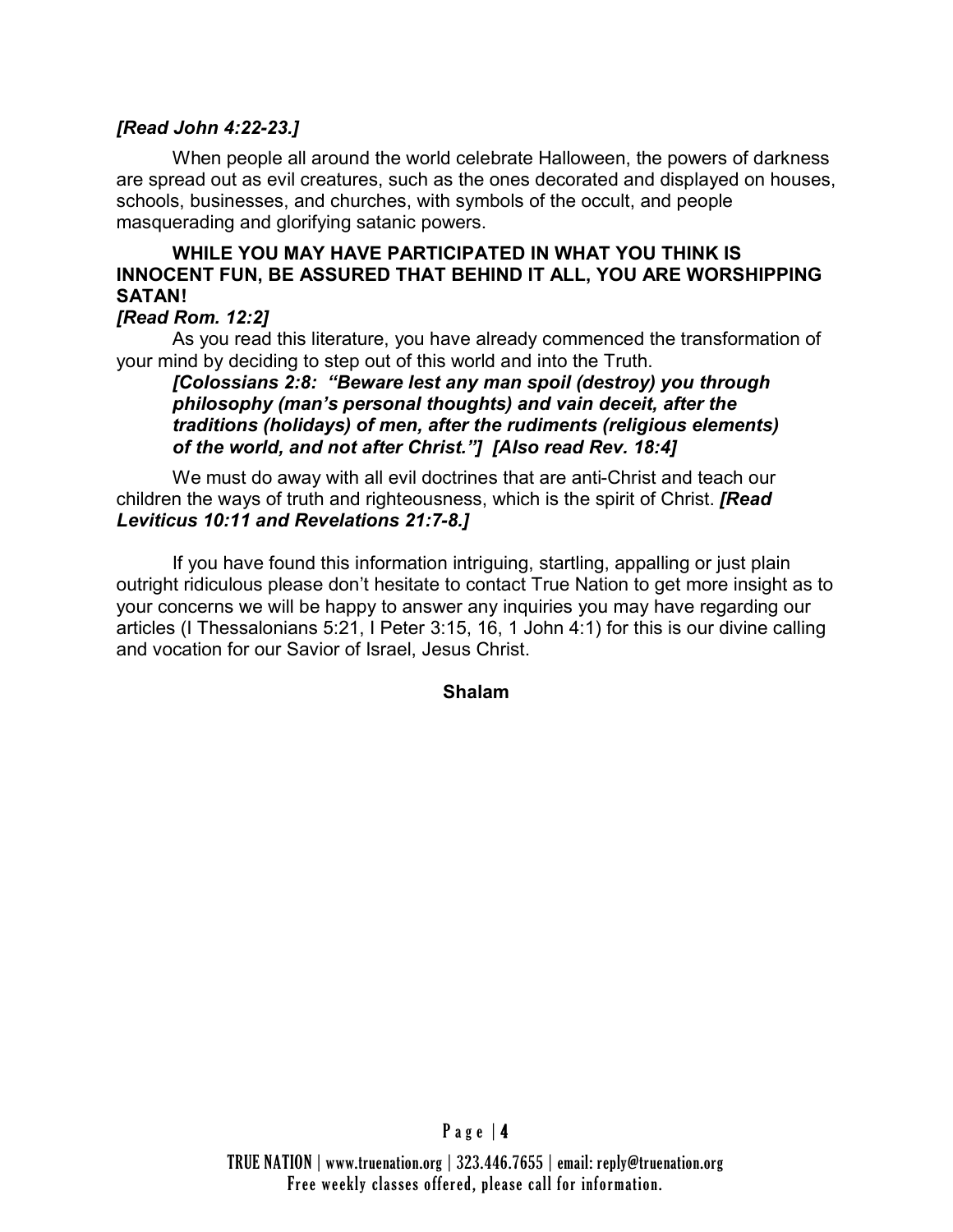***[Read John 4:22-23.]***

When people all around the world celebrate Halloween, the powers of darkness are spread out as evil creatures, such as the ones decorated and displayed on houses, schools, businesses, and churches, with symbols of the occult, and people masquerading and glorifying satanic powers.

**WHILE YOU MAY HAVE PARTICIPATED IN WHAT YOU THINK IS INNOCENT FUN, BE ASSURED THAT BEHIND IT ALL, YOU ARE WORSHIPPING SATAN!**

***[Read Rom. 12:2]***

As you read this literature, you have already commenced the transformation of your mind by deciding to step out of this world and into the Truth.

> ***[Colossians 2:8: "Beware lest any man spoil (destroy) you through philosophy (man's personal thoughts) and vain deceit, after the traditions (holidays) of men, after the rudiments (religious elements) of the world, and not after Christ."] [Also read Rev. 18:4]***

We must do away with all evil doctrines that are anti-Christ and teach our children the ways of truth and righteousness, which is the spirit of Christ. ***[Read Leviticus 10:11 and Revelations 21:7-8.]***

If you have found this information intriguing, startling, appalling or just plain outright ridiculous please don't hesitate to contact True Nation to get more insight as to your concerns we will be happy to answer any inquiries you may have regarding our articles (I Thessalonians 5:21, I Peter 3:15, 16, 1 John 4:1) for this is our divine calling and vocation for our Savior of Israel, Jesus Christ.

**Shalam**

TRUE NATION | www.truenation.org | 323.446.7655 | email: reply@truenation.org
Free weekly classes offered, please call for information.